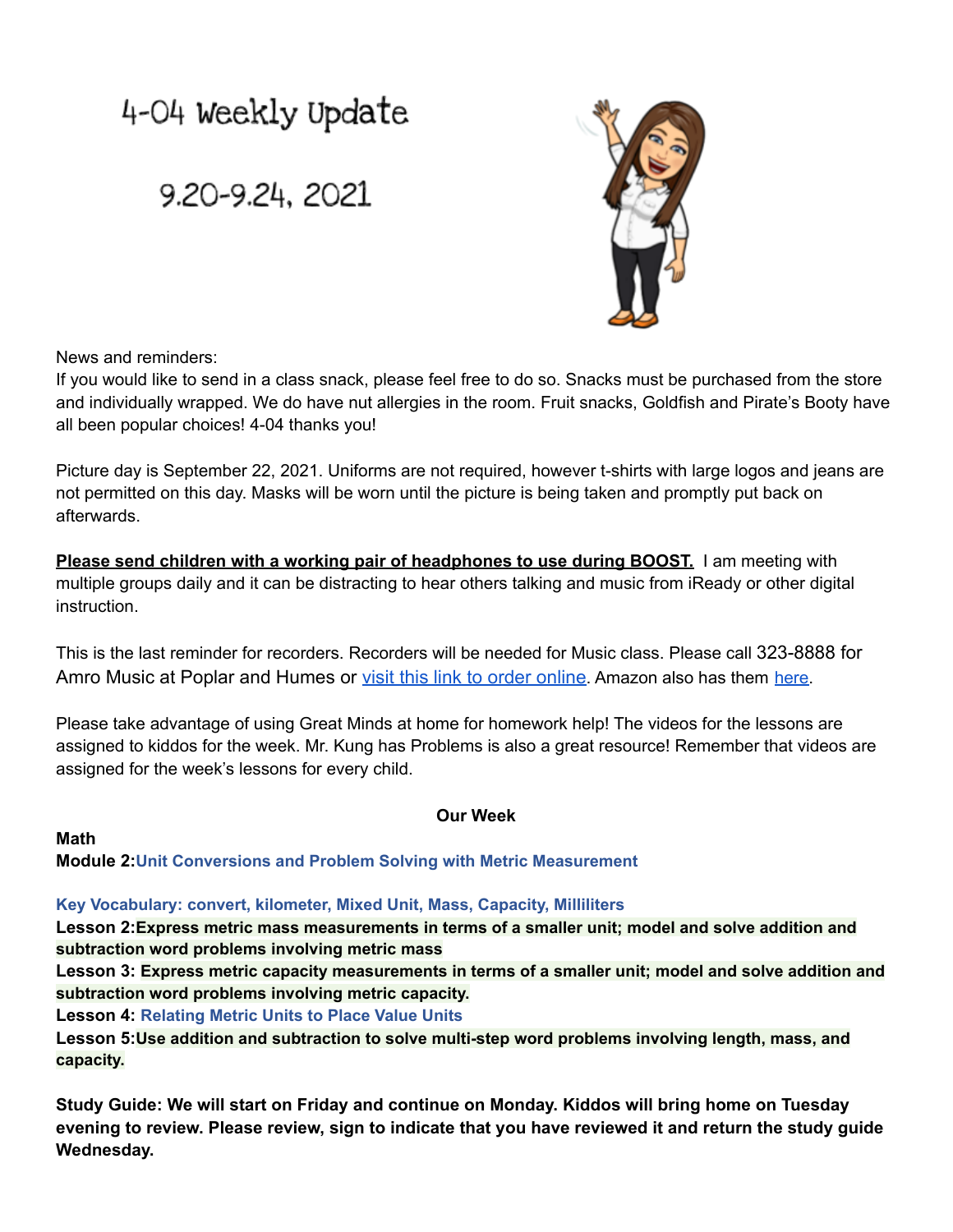# 4-04 Weekly Update

## 9.20-9.24, 2021

News and reminders:

If you would like to send in a class snack, please feel free to do so. Snacks must be purchased from the store and individually wrapped. We do have nut allergies in the room. Fruit snacks, Goldfish and Pirate's Booty have all been popular choices! 4-04 thanks you!

Picture day is September 22, 2021. Uniforms are not required, however t-shirts with large logos and jeans are not permitted on this day. Masks will be worn until the picture is being taken and promptly put back on afterwards.

**Please send children with a working pair of headphones to use during BOOST.** I am meeting with multiple groups daily and it can be distracting to hear others talking and music from iReady or other digital instruction.

This is the last reminder for recorders. Recorders will be needed for Music class. Please call 323-8888 for Amro Music at Poplar and Humes or visit this link to order online. Amazon also has them here.

Please take advantage of using Great Minds at home for homework help! The videos for the lessons are assigned to kiddos for the week. Mr. Kung has Problems is also a great resource! Remember that videos are assigned for the week's lessons for every child.

**Our Week**

**Math**

**Module 2:Unit Conversions and Problem Solving with Metric Measurement**

**Key Vocabulary: convert, kilometer, Mixed Unit, Mass, Capacity, Milliliters**

**Lesson 2:Express metric mass measurements in terms of a smaller unit; model and solve addition and subtraction word problems involving metric mass**

**Lesson 3: Express metric capacity measurements in terms of a smaller unit; model and solve addition and subtraction word problems involving metric capacity.**

**Lesson 4: Relating Metric Units to Place Value Units**

**Lesson 5:Use addition and subtraction to solve multi-step word problems involving length, mass, and capacity.**

**Study Guide: We will start on Friday and continue on Monday. Kiddos will bring home on Tuesday evening to review. Please review, sign to indicate that you have reviewed it and return the study guide Wednesday.**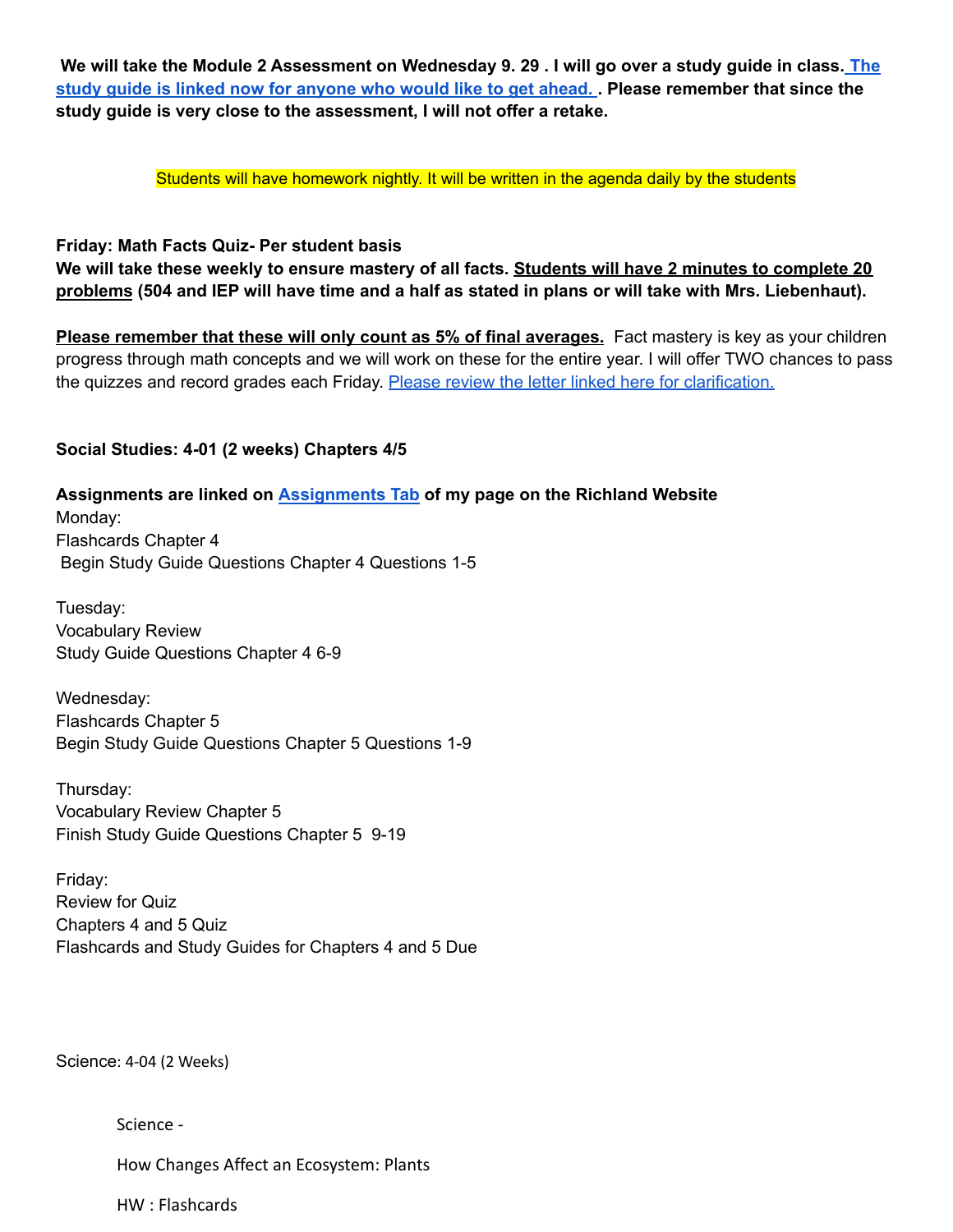**We will take the Module 2 Assessment on Wednesday 9. 29 . I will go over a study guide in class. [The study guide is linked now for anyone who would like to get ahead.](#) . Please remember that since the study guide is very close to the assessment, I will not offer a retake.**

Students will have homework nightly. It will be written in the agenda daily by the students

**Friday: Math Facts Quiz- Per student basis**
**We will take these weekly to ensure mastery of all facts. <u>Students will have 2 minutes to complete 20 problems</u> (504 and IEP will have time and a half as stated in plans or will take with Mrs. Liebenhaut).**

**<u>Please remember that these will only count as 5% of final averages.</u>** Fact mastery is key as your children progress through math concepts and we will work on these for the entire year. I will offer TWO chances to pass the quizzes and record grades each Friday. [Please review the letter linked here for clarification.](#)

**Social Studies: 4-01 (2 weeks) Chapters 4/5**

**Assignments are linked on [Assignments Tab](#) of my page on the Richland Website**

Monday:
Flashcards Chapter 4
Begin Study Guide Questions Chapter 4 Questions 1-5

Tuesday:
Vocabulary Review
Study Guide Questions Chapter 4 6-9

Wednesday:
Flashcards Chapter 5
Begin Study Guide Questions Chapter 5 Questions 1-9

Thursday:
Vocabulary Review Chapter 5
Finish Study Guide Questions Chapter 5 9-19

Friday:
Review for Quiz
Chapters 4 and 5 Quiz
Flashcards and Study Guides for Chapters 4 and 5 Due

Science: 4-04 (2 Weeks)

Science -

How Changes Affect an Ecosystem: Plants

HW : Flashcards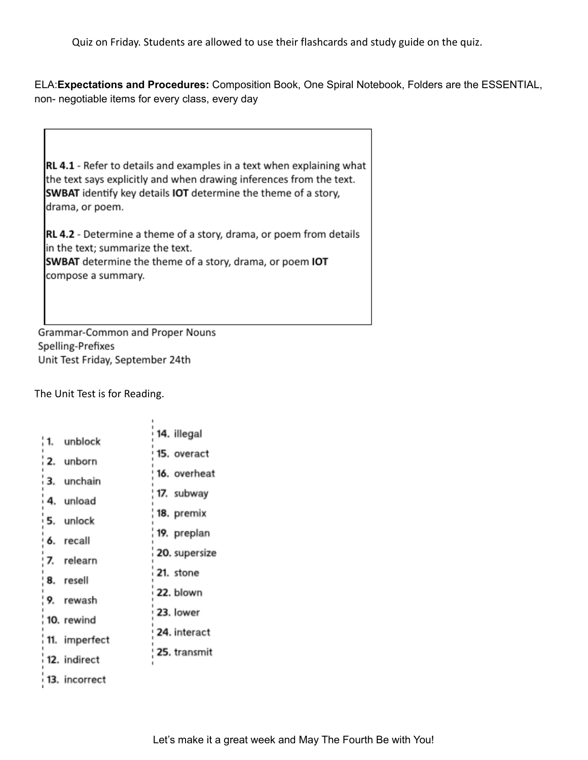Quiz on Friday. Students are allowed to use their flashcards and study guide on the quiz.

ELA:**Expectations and Procedures:** Composition Book, One Spiral Notebook, Folders are the ESSENTIAL, non- negotiable items for every class, every day

**RL 4.1** - Refer to details and examples in a text when explaining what the text says explicitly and when drawing inferences from the text.
**SWBAT** identify key details **IOT** determine the theme of a story, drama, or poem.

**RL 4.2** - Determine a theme of a story, drama, or poem from details in the text; summarize the text.
**SWBAT** determine the theme of a story, drama, or poem **IOT** compose a summary.

Grammar-Common and Proper Nouns
Spelling-Prefixes
Unit Test Friday, September 24th

The Unit Test is for Reading.

1. unblock
2. unborn
3. unchain
4. unload
5. unlock
6. recall
7. relearn
8. resell
9. rewash
10. rewind
11. imperfect
12. indirect
13. incorrect
14. illegal
15. overact
16. overheat
17. subway
18. premix
19. preplan
20. supersize
21. stone
22. blown
23. lower
24. interact
25. transmit

Let's make it a great week and May The Fourth Be with You!